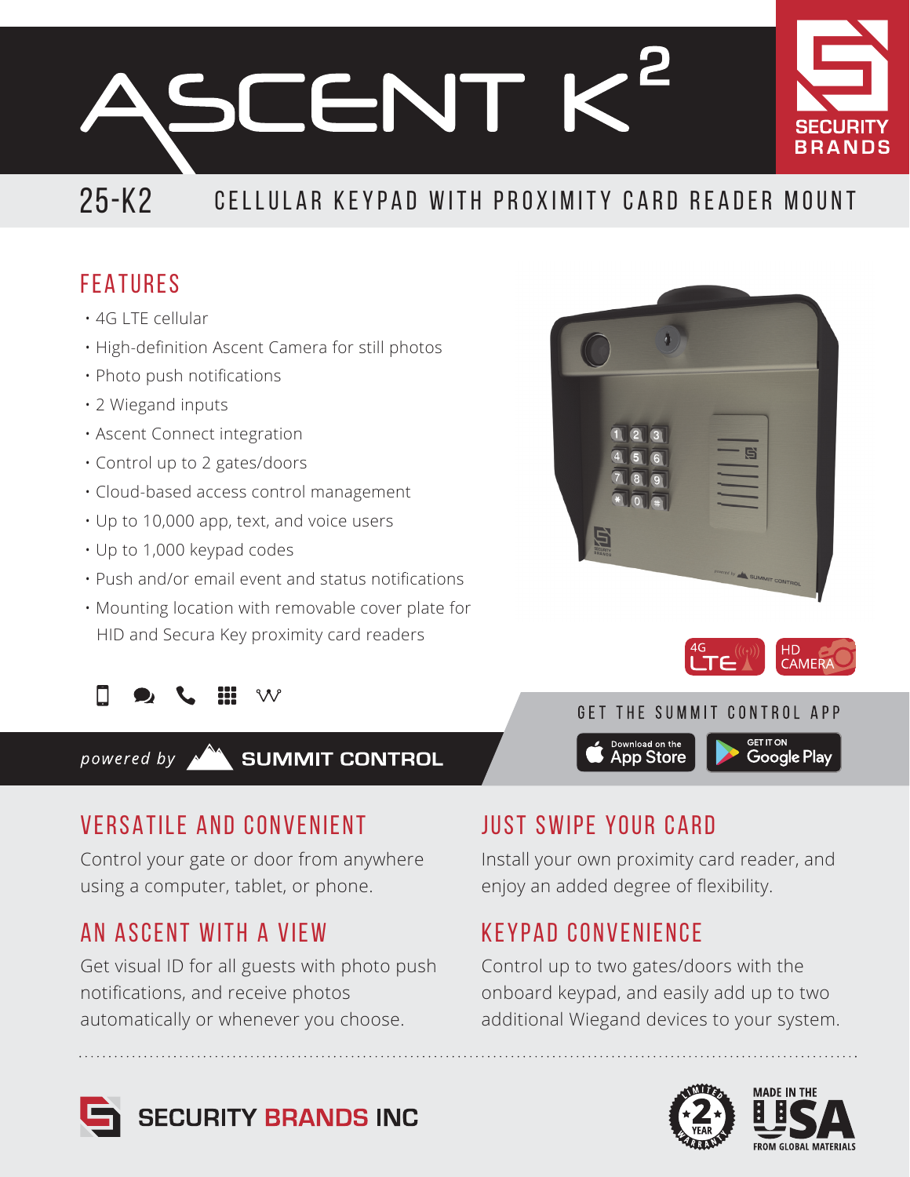# ASCENT K²

SECURITY BRANDS

## 25-K2 CELLULAR KEYPAD WITH PROXIMITY CARD READER MOUNT

## FEATURES

- 4G LTE cellular
- High-definition Ascent Camera for still photos
- Photo push notifications
- 2 Wiegand inputs
- Ascent Connect integration
- Control up to 2 gates/doors
- Cloud-based access control management
- Up to 10,000 app, text, and voice users
- Up to 1,000 keypad codes
- Push and/or email event and status notifications
- Mounting location with removable cover plate for HID and Secura Key proximity card readers

4G LTE | HD CAMERA

*powered by* **SUMMIT CONTROL**

GET THE SUMMIT CONTROL APP

Download on the App Store | GET IT ON Google Play

## VERSATILE AND CONVENIENT

Control your gate or door from anywhere using a computer, tablet, or phone.

## AN ASCENT WITH A VIEW

Get visual ID for all guests with photo push notifications, and receive photos automatically or whenever you choose.

## JUST SWIPE YOUR CARD

Install your own proximity card reader, and enjoy an added degree of flexibility.

## KEYPAD CONVENIENCE

Control up to two gates/doors with the onboard keypad, and easily add up to two additional Wiegand devices to your system.

**SECURITY BRANDS INC**

LIMITED 2 YEAR WARRANTY

MADE IN THE USA FROM GLOBAL MATERIALS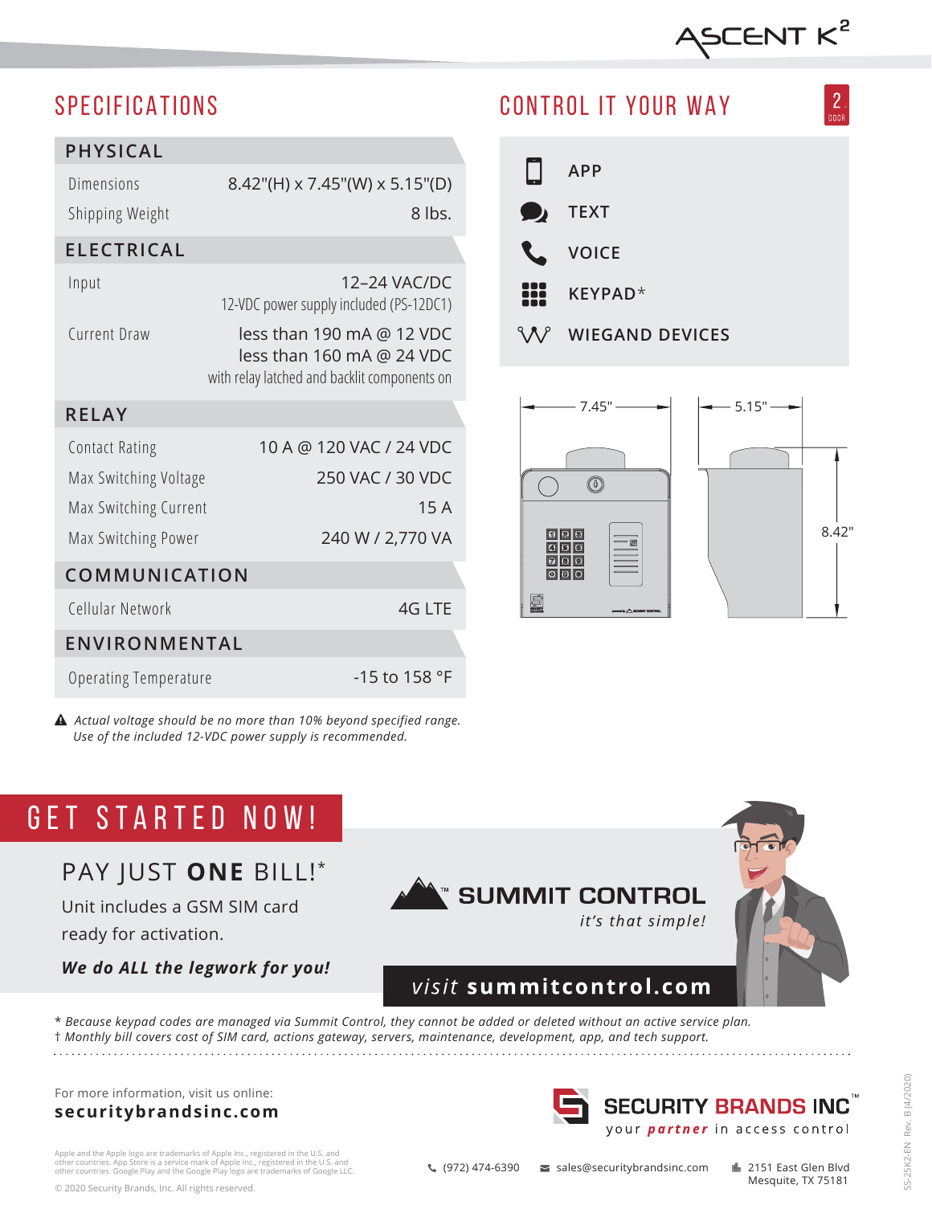ASCENT K²

## SPECIFICATIONS

| | |
|---|---|
| **PHYSICAL** | |
| Dimensions | 8.42"(H) x 7.45"(W) x 5.15"(D) |
| Shipping Weight | 8 lbs. |
| **ELECTRICAL** | |
| Input | 12–24 VAC/DC<br>12-VDC power supply included (PS-12DC1) |
| Current Draw | less than 190 mA @ 12 VDC<br>less than 160 mA @ 24 VDC<br>with relay latched and backlit components on |
| **RELAY** | |
| Contact Rating | 10 A @ 120 VAC / 24 VDC |
| Max Switching Voltage | 250 VAC / 30 VDC |
| Max Switching Current | 15 A |
| Max Switching Power | 240 W / 2,770 VA |
| **COMMUNICATION** | |
| Cellular Network | 4G LTE |
| **ENVIRONMENTAL** | |
| Operating Temperature | -15 to 158 °F |

⚠ *Actual voltage should be no more than 10% beyond specified range. Use of the included 12-VDC power supply is recommended.*

## CONTROL IT YOUR WAY

2 DOOR

- APP
- TEXT
- VOICE
- KEYPAD*
- WIEGAND DEVICES

7.45"
5.15"
8.42"

## GET STARTED NOW!

PAY JUST **ONE** BILL!*

Unit includes a GSM SIM card ready for activation.

***We do ALL the legwork for you!***

SUMMIT CONTROL™
*it's simple!*

*visit* **summitcontrol.com**

*\* Because keypad codes are managed via Summit Control, they cannot be added or deleted without an active service plan.*
*† Monthly bill covers cost of SIM card, actions gateway, servers, maintenance, development, app, and tech support.*

For more information, visit us online:
**securitybrandsinc.com**

SECURITY BRANDS INC™
your *partner* in access control

Apple and the Apple logo are trademarks of Apple Inc., registered in the U.S. and other countries. App Store is a service mark of Apple Inc., registered in the U.S. and other countries. Google Play and the Google Play logo are trademarks of Google LLC.

© 2020 Security Brands, Inc. All rights reserved.

(972) 474-6390 | sales@securitybrandsinc.com | 2151 East Glen Blvd Mesquite, TX 75181

SS-25K2-EN Rev. B (4/2020)